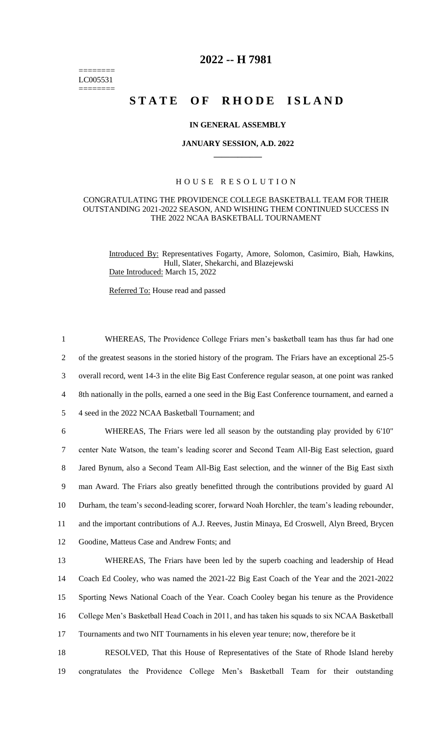========
LC005531
========

# 2022 -- H 7981

# STATE OF RHODE ISLAND

### IN GENERAL ASSEMBLY

### JANUARY SESSION, A.D. 2022

## HOUSE RESOLUTION

CONGRATULATING THE PROVIDENCE COLLEGE BASKETBALL TEAM FOR THEIR OUTSTANDING 2021-2022 SEASON, AND WISHING THEM CONTINUED SUCCESS IN THE 2022 NCAA BASKETBALL TOURNAMENT

Introduced By: Representatives Fogarty, Amore, Solomon, Casimiro, Biah, Hawkins, Hull, Slater, Shekarchi, and Blazejewski

Date Introduced: March 15, 2022

Referred To: House read and passed

1 WHEREAS, The Providence College Friars men's basketball team has thus far had one
2 of the greatest seasons in the storied history of the program. The Friars have an exceptional 25-5
3 overall record, went 14-3 in the elite Big East Conference regular season, at one point was ranked
4 8th nationally in the polls, earned a one seed in the Big East Conference tournament, and earned a
5 4 seed in the 2022 NCAA Basketball Tournament; and

6 WHEREAS, The Friars were led all season by the outstanding play provided by 6'10"
7 center Nate Watson, the team's leading scorer and Second Team All-Big East selection, guard
8 Jared Bynum, also a Second Team All-Big East selection, and the winner of the Big East sixth
9 man Award. The Friars also greatly benefitted through the contributions provided by guard Al
10 Durham, the team's second-leading scorer, forward Noah Horchler, the team's leading rebounder,
11 and the important contributions of A.J. Reeves, Justin Minaya, Ed Croswell, Alyn Breed, Brycen
12 Goodine, Matteus Case and Andrew Fonts; and

13 WHEREAS, The Friars have been led by the superb coaching and leadership of Head
14 Coach Ed Cooley, who was named the 2021-22 Big East Coach of the Year and the 2021-2022
15 Sporting News National Coach of the Year. Coach Cooley began his tenure as the Providence
16 College Men's Basketball Head Coach in 2011, and has taken his squads to six NCAA Basketball
17 Tournaments and two NIT Tournaments in his eleven year tenure; now, therefore be it

18 RESOLVED, That this House of Representatives of the State of Rhode Island hereby
19 congratulates the Providence College Men's Basketball Team for their outstanding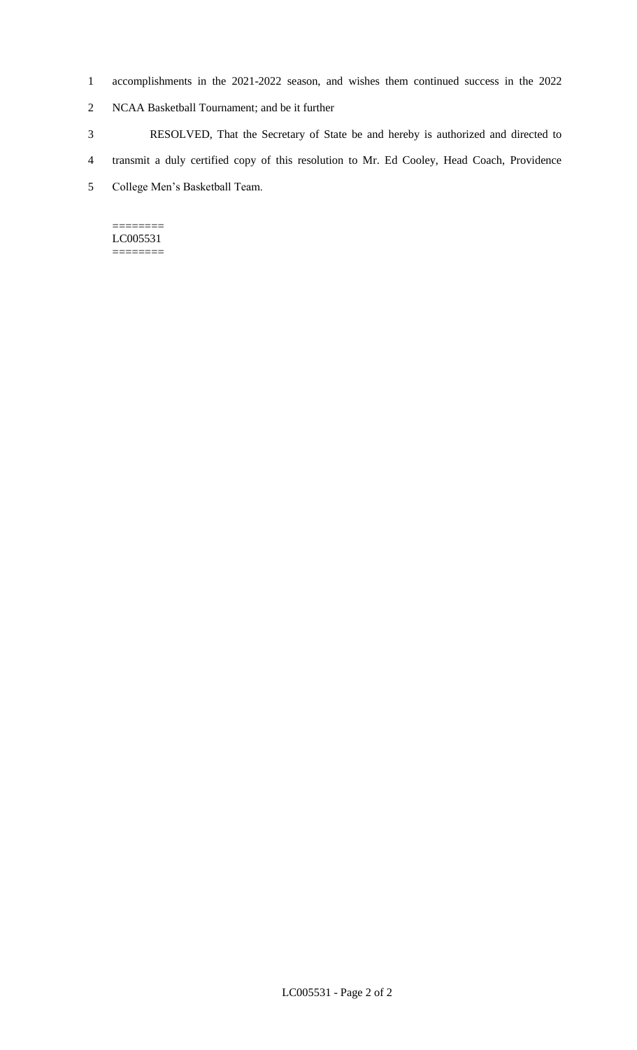accomplishments in the 2021-2022 season, and wishes them continued success in the 2022 NCAA Basketball Tournament; and be it further

RESOLVED, That the Secretary of State be and hereby is authorized and directed to transmit a duly certified copy of this resolution to Mr. Ed Cooley, Head Coach, Providence College Men's Basketball Team.

========
LC005531
========